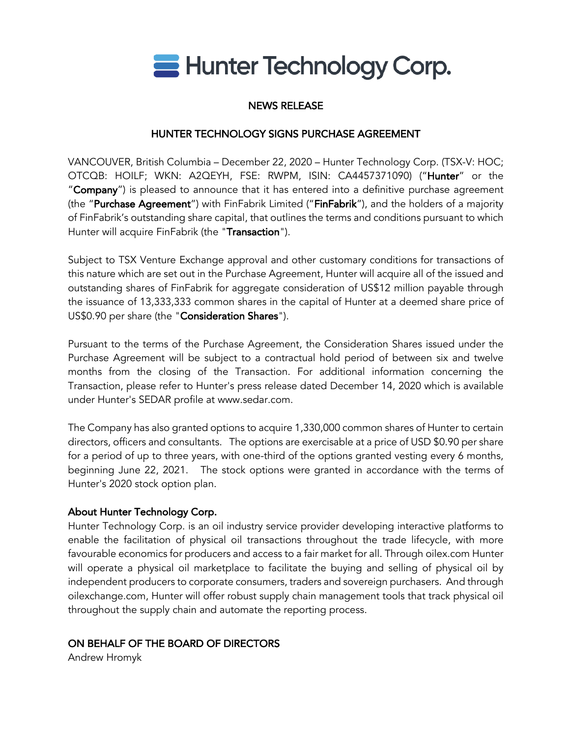# Hunter Technology Corp.

## NEWS RELEASE

## HUNTER TECHNOLOGY SIGNS PURCHASE AGREEMENT

VANCOUVER, British Columbia – December 22, 2020 – Hunter Technology Corp. (TSX-V: HOC; OTCQB: HOILF; WKN: A2QEYH, FSE: RWPM, ISIN: CA4457371090) ("**Hunter**" or the "**Company**") is pleased to announce that it has entered into a definitive purchase agreement (the "**Purchase Agreement**") with FinFabrik Limited ("**FinFabrik**"), and the holders of a majority of FinFabrik's outstanding share capital, that outlines the terms and conditions pursuant to which Hunter will acquire FinFabrik (the "**Transaction**").

Subject to TSX Venture Exchange approval and other customary conditions for transactions of this nature which are set out in the Purchase Agreement, Hunter will acquire all of the issued and outstanding shares of FinFabrik for aggregate consideration of US$12 million payable through the issuance of 13,333,333 common shares in the capital of Hunter at a deemed share price of US$0.90 per share (the "**Consideration Shares**").

Pursuant to the terms of the Purchase Agreement, the Consideration Shares issued under the Purchase Agreement will be subject to a contractual hold period of between six and twelve months from the closing of the Transaction. For additional information concerning the Transaction, please refer to Hunter's press release dated December 14, 2020 which is available under Hunter's SEDAR profile at www.sedar.com.

The Company has also granted options to acquire 1,330,000 common shares of Hunter to certain directors, officers and consultants. The options are exercisable at a price of USD $0.90 per share for a period of up to three years, with one-third of the options granted vesting every 6 months, beginning June 22, 2021. The stock options were granted in accordance with the terms of Hunter's 2020 stock option plan.

### About Hunter Technology Corp.

Hunter Technology Corp. is an oil industry service provider developing interactive platforms to enable the facilitation of physical oil transactions throughout the trade lifecycle, with more favourable economics for producers and access to a fair market for all. Through oilex.com Hunter will operate a physical oil marketplace to facilitate the buying and selling of physical oil by independent producers to corporate consumers, traders and sovereign purchasers. And through oilexchange.com, Hunter will offer robust supply chain management tools that track physical oil throughout the supply chain and automate the reporting process.

### ON BEHALF OF THE BOARD OF DIRECTORS

Andrew Hromyk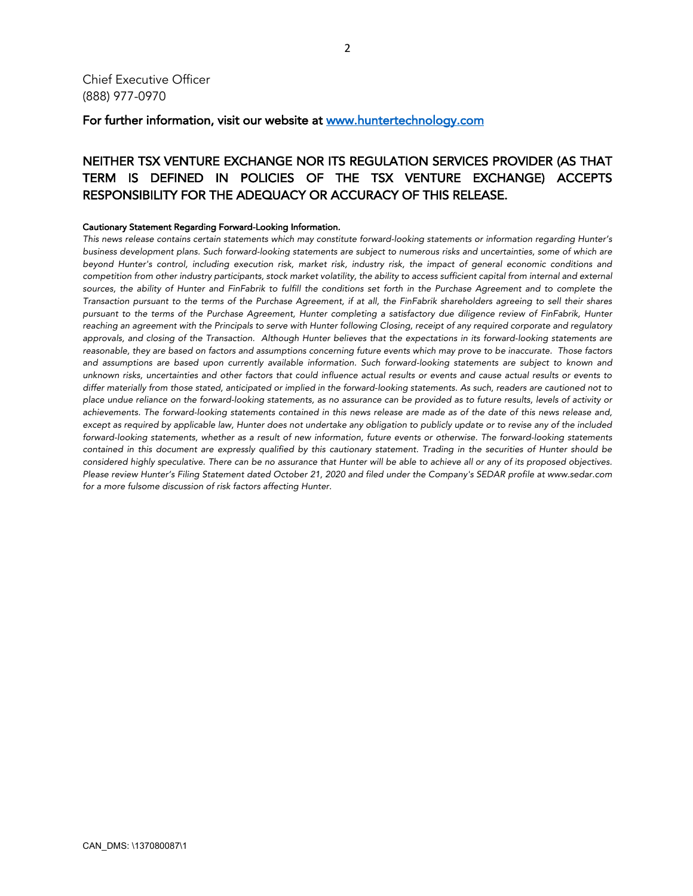Chief Executive Officer
(888) 977-0970

**For further information, visit our website at [www.huntertechnology.com](http://www.huntertechnology.com)**

NEITHER TSX VENTURE EXCHANGE NOR ITS REGULATION SERVICES PROVIDER (AS THAT TERM IS DEFINED IN POLICIES OF THE TSX VENTURE EXCHANGE) ACCEPTS RESPONSIBILITY FOR THE ADEQUACY OR ACCURACY OF THIS RELEASE.

**Cautionary Statement Regarding Forward-Looking Information.**

*This news release contains certain statements which may constitute forward-looking statements or information regarding Hunter's business development plans. Such forward-looking statements are subject to numerous risks and uncertainties, some of which are beyond Hunter's control, including execution risk, market risk, industry risk, the impact of general economic conditions and competition from other industry participants, stock market volatility, the ability to access sufficient capital from internal and external sources, the ability of Hunter and FinFabrik to fulfill the conditions set forth in the Purchase Agreement and to complete the Transaction pursuant to the terms of the Purchase Agreement, if at all, the FinFabrik shareholders agreeing to sell their shares pursuant to the terms of the Purchase Agreement, Hunter completing a satisfactory due diligence review of FinFabrik, Hunter reaching an agreement with the Principals to serve with Hunter following Closing, receipt of any required corporate and regulatory approvals, and closing of the Transaction. Although Hunter believes that the expectations in its forward-looking statements are reasonable, they are based on factors and assumptions concerning future events which may prove to be inaccurate. Those factors and assumptions are based upon currently available information. Such forward-looking statements are subject to known and unknown risks, uncertainties and other factors that could influence actual results or events and cause actual results or events to differ materially from those stated, anticipated or implied in the forward-looking statements. As such, readers are cautioned not to place undue reliance on the forward-looking statements, as no assurance can be provided as to future results, levels of activity or achievements. The forward-looking statements contained in this news release are made as of the date of this news release and, except as required by applicable law, Hunter does not undertake any obligation to publicly update or to revise any of the included forward-looking statements, whether as a result of new information, future events or otherwise. The forward-looking statements contained in this document are expressly qualified by this cautionary statement. Trading in the securities of Hunter should be considered highly speculative. There can be no assurance that Hunter will be able to achieve all or any of its proposed objectives. Please review Hunter's Filing Statement dated October 21, 2020 and filed under the Company's SEDAR profile at www.sedar.com for a more fulsome discussion of risk factors affecting Hunter.*

CAN_DMS: \137080087\1